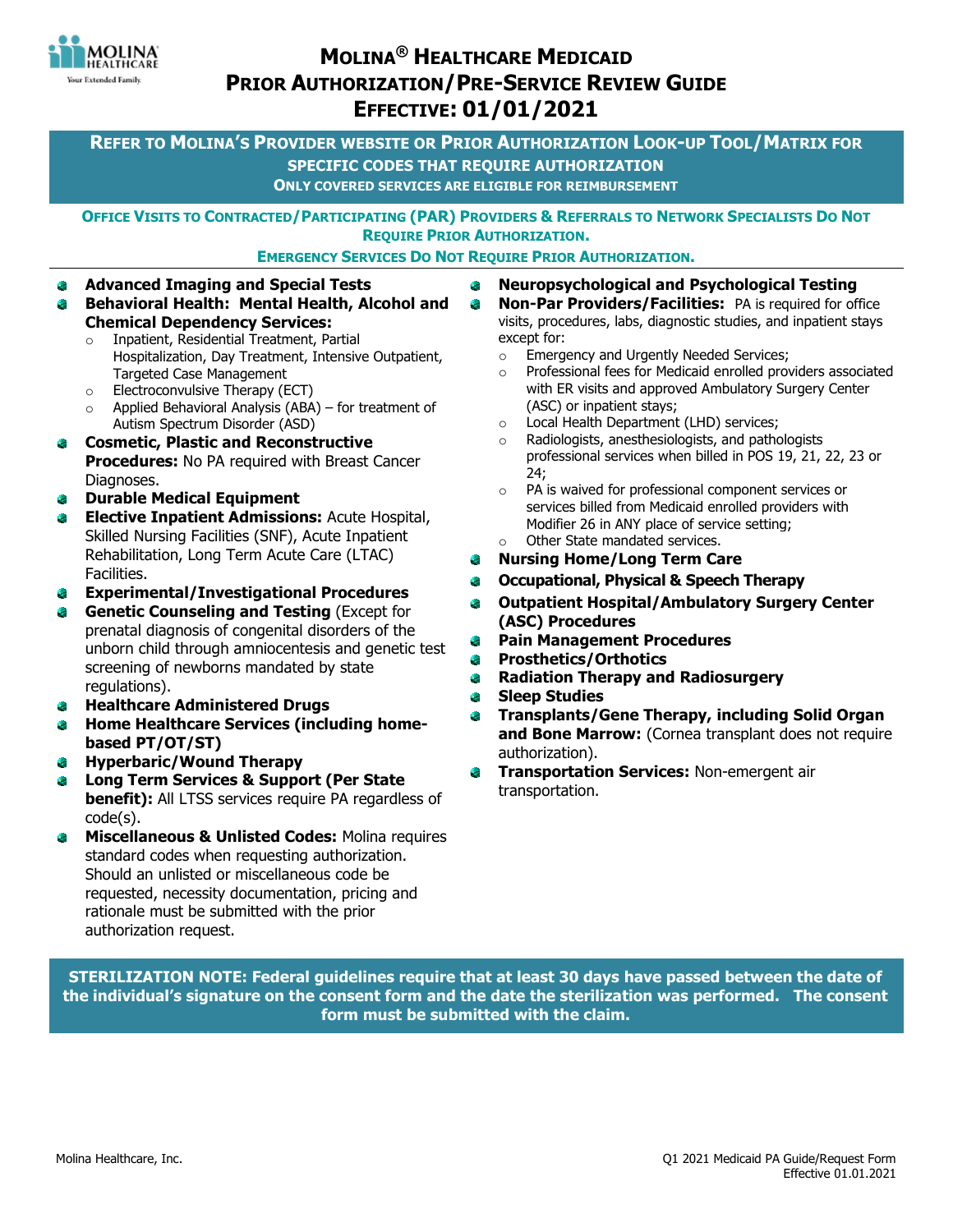# Molina® Healthcare Medicaid Prior Authorization/Pre-Service Review Guide Effective: 01/01/2021

**Refer to Molina's Provider website or Prior Authorization Look-up Tool/Matrix for specific codes that require authorization**

**Only covered services are eligible for reimbursement**

**Office Visits to Contracted/Participating (PAR) Providers & Referrals to Network Specialists Do Not Require Prior Authorization.**

**Emergency Services Do Not Require Prior Authorization.**

- **Advanced Imaging and Special Tests**
- **Behavioral Health: Mental Health, Alcohol and Chemical Dependency Services:**
  - Inpatient, Residential Treatment, Partial Hospitalization, Day Treatment, Intensive Outpatient, Targeted Case Management
  - Electroconvulsive Therapy (ECT)
  - Applied Behavioral Analysis (ABA) – for treatment of Autism Spectrum Disorder (ASD)
- **Cosmetic, Plastic and Reconstructive Procedures:** No PA required with Breast Cancer Diagnoses.
- **Durable Medical Equipment**
- **Elective Inpatient Admissions:** Acute Hospital, Skilled Nursing Facilities (SNF), Acute Inpatient Rehabilitation, Long Term Acute Care (LTAC) Facilities.
- **Experimental/Investigational Procedures**
- **Genetic Counseling and Testing** (Except for prenatal diagnosis of congenital disorders of the unborn child through amniocentesis and genetic test screening of newborns mandated by state regulations).
- **Healthcare Administered Drugs**
- **Home Healthcare Services (including home-based PT/OT/ST)**
- **Hyperbaric/Wound Therapy**
- **Long Term Services & Support (Per State benefit):** All LTSS services require PA regardless of code(s).
- **Miscellaneous & Unlisted Codes:** Molina requires standard codes when requesting authorization. Should an unlisted or miscellaneous code be requested, necessity documentation, pricing and rationale must be submitted with the prior authorization request.
- **Neuropsychological and Psychological Testing**
- **Non-Par Providers/Facilities:** PA is required for office visits, procedures, labs, diagnostic studies, and inpatient stays except for:
  - Emergency and Urgently Needed Services;
  - Professional fees for Medicaid enrolled providers associated with ER visits and approved Ambulatory Surgery Center (ASC) or inpatient stays;
  - Local Health Department (LHD) services;
  - Radiologists, anesthesiologists, and pathologists professional services when billed in POS 19, 21, 22, 23 or 24;
  - PA is waived for professional component services or services billed from Medicaid enrolled providers with Modifier 26 in ANY place of service setting;
  - Other State mandated services.
- **Nursing Home/Long Term Care**
- **Occupational, Physical & Speech Therapy**
- **Outpatient Hospital/Ambulatory Surgery Center (ASC) Procedures**
- **Pain Management Procedures**
- **Prosthetics/Orthotics**
- **Radiation Therapy and Radiosurgery**
- **Sleep Studies**
- **Transplants/Gene Therapy, including Solid Organ and Bone Marrow:** (Cornea transplant does not require authorization).
- **Transportation Services:** Non-emergent air transportation.

**STERILIZATION NOTE: Federal guidelines require that at least 30 days have passed between the date of the individual's signature on the consent form and the date the sterilization was performed. The consent form must be submitted with the claim.**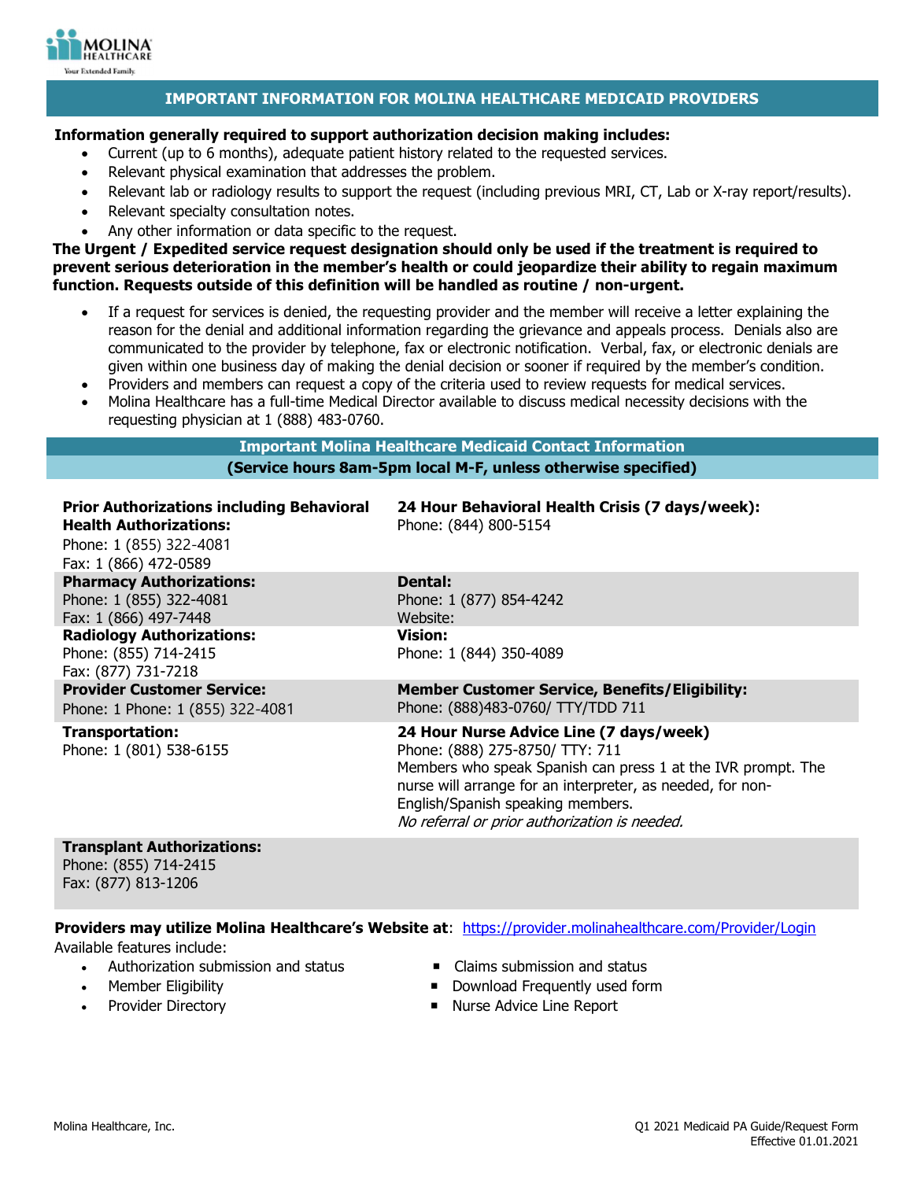## IMPORTANT INFORMATION FOR MOLINA HEALTHCARE MEDICAID PROVIDERS

**Information generally required to support authorization decision making includes:**

- Current (up to 6 months), adequate patient history related to the requested services.
- Relevant physical examination that addresses the problem.
- Relevant lab or radiology results to support the request (including previous MRI, CT, Lab or X-ray report/results).
- Relevant specialty consultation notes.
- Any other information or data specific to the request.

**The Urgent / Expedited service request designation should only be used if the treatment is required to prevent serious deterioration in the member's health or could jeopardize their ability to regain maximum function. Requests outside of this definition will be handled as routine / non-urgent.**

- If a request for services is denied, the requesting provider and the member will receive a letter explaining the reason for the denial and additional information regarding the grievance and appeals process. Denials also are communicated to the provider by telephone, fax or electronic notification. Verbal, fax, or electronic denials are given within one business day of making the denial decision or sooner if required by the member's condition.
- Providers and members can request a copy of the criteria used to review requests for medical services.
- Molina Healthcare has a full-time Medical Director available to discuss medical necessity decisions with the requesting physician at 1 (888) 483-0760.

### Important Molina Healthcare Medicaid Contact Information

**(Service hours 8am-5pm local M-F, unless otherwise specified)**

**Prior Authorizations including Behavioral Health Authorizations:**
Phone: 1 (855) 322-4081
Fax: 1 (866) 472-0589

**24 Hour Behavioral Health Crisis (7 days/week):**
Phone: (844) 800-5154

**Pharmacy Authorizations:**
Phone: 1 (855) 322-4081
Fax: 1 (866) 497-7448

**Dental:**
Phone: 1 (877) 854-4242
Website:

**Radiology Authorizations:**
Phone: (855) 714-2415
Fax: (877) 731-7218

**Vision:**
Phone: 1 (844) 350-4089

**Provider Customer Service:**
Phone: 1 Phone: 1 (855) 322-4081

**Member Customer Service, Benefits/Eligibility:**
Phone: (888)483-0760/ TTY/TDD 711

**Transportation:**
Phone: 1 (801) 538-6155

**24 Hour Nurse Advice Line (7 days/week)**
Phone: (888) 275-8750/ TTY: 711
Members who speak Spanish can press 1 at the IVR prompt. The nurse will arrange for an interpreter, as needed, for non-English/Spanish speaking members.
*No referral or prior authorization is needed.*

**Transplant Authorizations:**
Phone: (855) 714-2415
Fax: (877) 813-1206

**Providers may utilize Molina Healthcare's Website at**: https://provider.molinahealthcare.com/Provider/Login

Available features include:

- Authorization submission and status
- Member Eligibility
- Provider Directory
- Claims submission and status
- Download Frequently used form
- Nurse Advice Line Report

Molina Healthcare, Inc.

Q1 2021 Medicaid PA Guide/Request Form
Effective 01.01.2021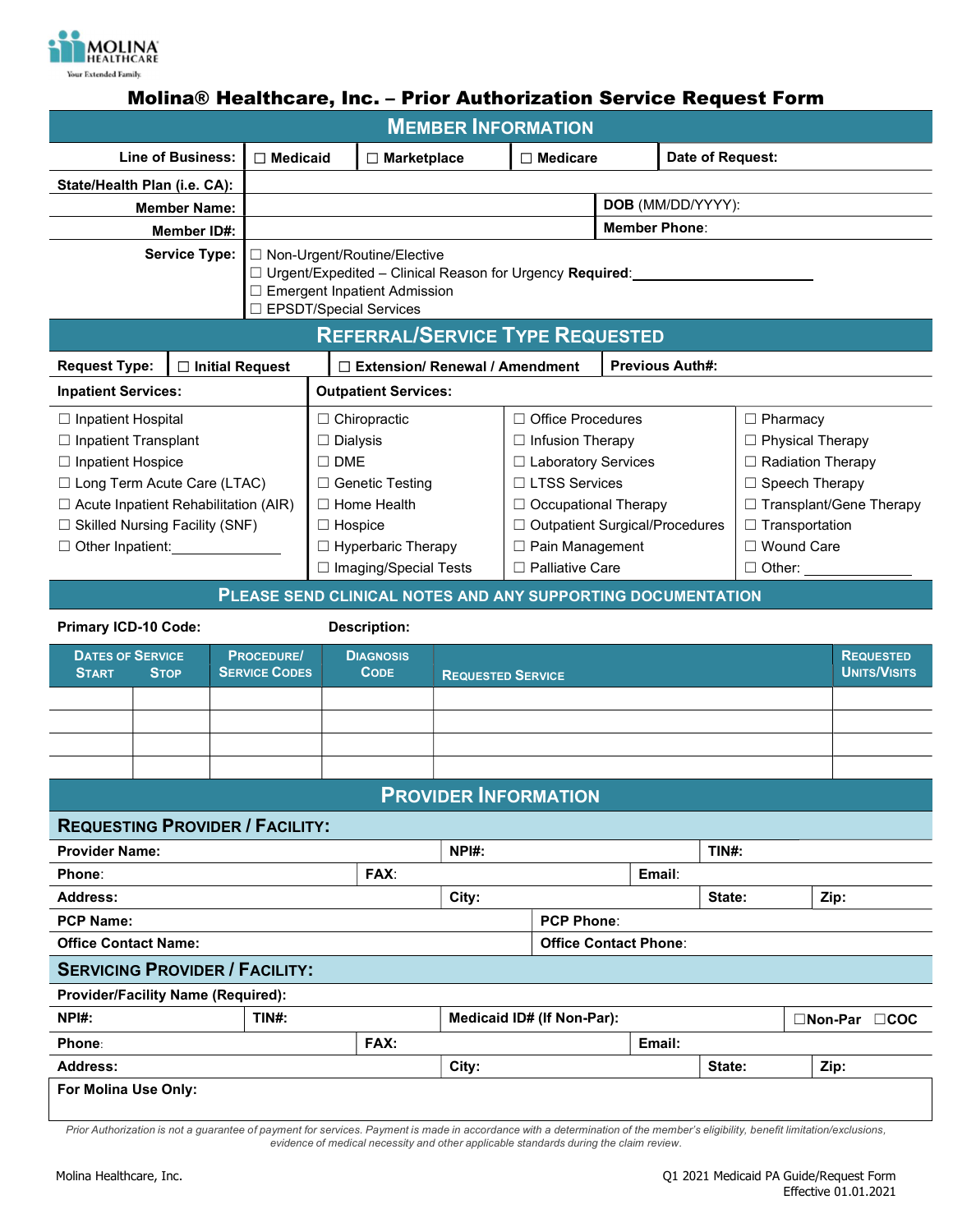MOLINA HEALTHCARE
Your Extended Family.

# Molina® Healthcare, Inc. – Prior Authorization Service Request Form

## Member Information

| Line of Business: | ☐ Medicaid | ☐ Marketplace | ☐ Medicare | Date of Request: |
|---|---|---|---|---|

| State/Health Plan (i.e. CA): | | |
|---|---|---|
| Member Name: | | DOB (MM/DD/YYYY): |
| Member ID#: | | Member Phone: |

**Service Type:**
- ☐ Non-Urgent/Routine/Elective
- ☐ Urgent/Expedited – Clinical Reason for Urgency **Required**:________________________
- ☐ Emergent Inpatient Admission
- ☐ EPSDT/Special Services

## Referral/Service Type Requested

| Request Type: | ☐ Initial Request | ☐ Extension/ Renewal / Amendment | Previous Auth#: |
|---|---|---|---|

| Inpatient Services: | Outpatient Services: | | |
|---|---|---|---|
| ☐ Inpatient Hospital | ☐ Chiropractic | ☐ Office Procedures | ☐ Pharmacy |
| ☐ Inpatient Transplant | ☐ Dialysis | ☐ Infusion Therapy | ☐ Physical Therapy |
| ☐ Inpatient Hospice | ☐ DME | ☐ Laboratory Services | ☐ Radiation Therapy |
| ☐ Long Term Acute Care (LTAC) | ☐ Genetic Testing | ☐ LTSS Services | ☐ Speech Therapy |
| ☐ Acute Inpatient Rehabilitation (AIR) | ☐ Home Health | ☐ Occupational Therapy | ☐ Transplant/Gene Therapy |
| ☐ Skilled Nursing Facility (SNF) | ☐ Hospice | ☐ Outpatient Surgical/Procedures | ☐ Transportation |
| ☐ Other Inpatient:____________ | ☐ Hyperbaric Therapy | ☐ Pain Management | ☐ Wound Care |
| | ☐ Imaging/Special Tests | ☐ Palliative Care | ☐ Other: ____________ |

## Please Send Clinical Notes and Any Supporting Documentation

**Primary ICD-10 Code:** **Description:**

| Dates of Service Start | Dates of Service Stop | Procedure/ Service Codes | Diagnosis Code | Requested Service | Requested Units/Visits |
|---|---|---|---|---|---|
| | | | | | |
| | | | | | |
| | | | | | |
| | | | | | |

## Provider Information

### Requesting Provider / Facility:

| Provider Name: | | NPI#: | | TIN#: | |
|---|---|---|---|---|---|
| Phone: | FAX: | | Email: | | |
| Address: | | City: | | State: | Zip: |
| PCP Name: | | | PCP Phone: | | |
| Office Contact Name: | | | Office Contact Phone: | | |

### Servicing Provider / Facility:

| Provider/Facility Name (Required): | | | | |
|---|---|---|---|---|
| NPI#: | TIN#: | Medicaid ID# (If Non-Par): | | ☐Non-Par ☐COC |
| Phone: | FAX: | | Email: | |
| Address: | | City: | State: | Zip: |

**For Molina Use Only:**

*Prior Authorization is not a guarantee of payment for services. Payment is made in accordance with a determination of the member's eligibility, benefit limitation/exclusions, evidence of medical necessity and other applicable standards during the claim review.*

Molina Healthcare, Inc.

Q1 2021 Medicaid PA Guide/Request Form
Effective 01.01.2021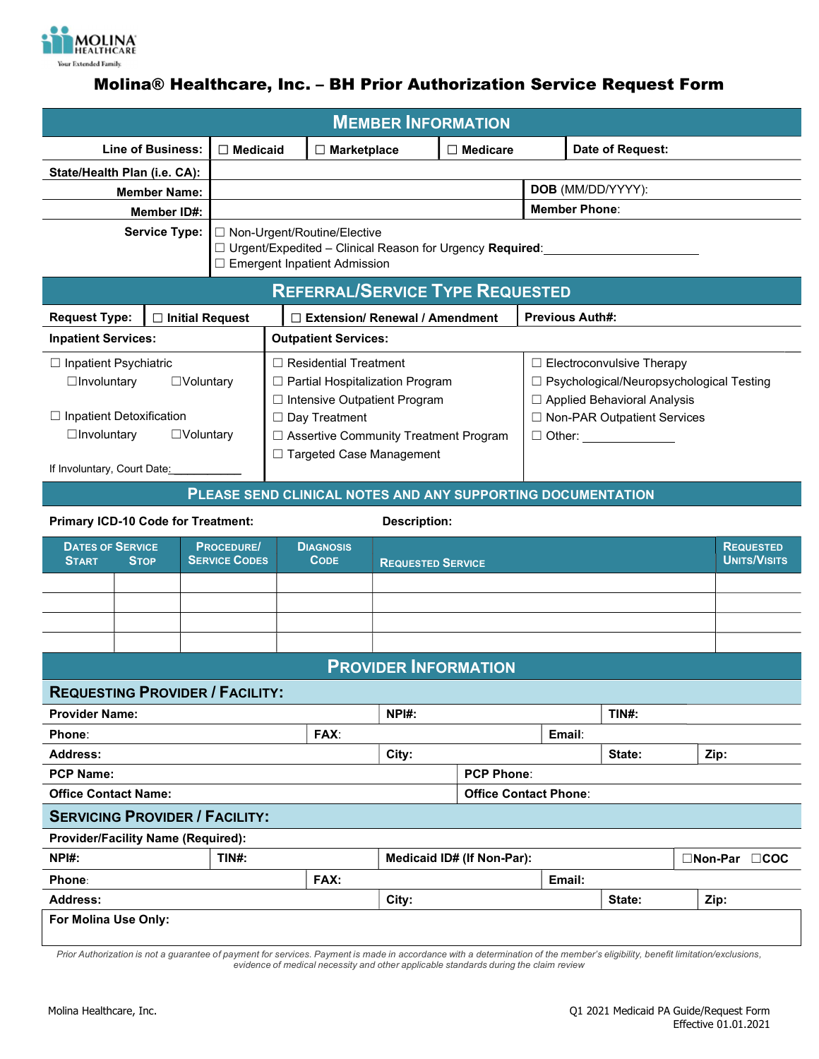# Molina® Healthcare, Inc. – BH Prior Authorization Service Request Form

## Member Information

| | | | | |
|---|---|---|---|---|
| **Line of Business:** | ☐ **Medicaid** | ☐ **Marketplace** | ☐ **Medicare** | **Date of Request:** |
| **State/Health Plan (i.e. CA):** | | | | |
| **Member Name:** | | | **DOB** (MM/DD/YYYY): | |
| **Member ID#:** | | | **Member Phone**: | |

**Service Type:**
- ☐ Non-Urgent/Routine/Elective
- ☐ Urgent/Expedited – Clinical Reason for Urgency **Required**:\_\_\_\_\_\_\_\_\_\_\_\_\_\_\_\_\_\_\_\_\_\_\_\_
- ☐ Emergent Inpatient Admission

## Referral/Service Type Requested

**Request Type:** ☐ **Initial Request** ☐ **Extension/ Renewal / Amendment** **Previous Auth#:**

**Inpatient Services:**
- ☐ Inpatient Psychiatric
  - ☐Involuntary ☐Voluntary
- ☐ Inpatient Detoxification
  - ☐Involuntary ☐Voluntary

If Involuntary, Court Date:\_\_\_\_\_\_\_\_\_\_\_\_

**Outpatient Services:**
- ☐ Residential Treatment
- ☐ Partial Hospitalization Program
- ☐ Intensive Outpatient Program
- ☐ Day Treatment
- ☐ Assertive Community Treatment Program
- ☐ Targeted Case Management
- ☐ Electroconvulsive Therapy
- ☐ Psychological/Neuropsychological Testing
- ☐ Applied Behavioral Analysis
- ☐ Non-PAR Outpatient Services
- ☐ Other: \_\_\_\_\_\_\_\_\_\_\_\_\_\_

## Please Send Clinical Notes and Any Supporting Documentation

**Primary ICD-10 Code for Treatment:** **Description:**

| Dates of Service Start | Dates of Service Stop | Procedure/ Service Codes | Diagnosis Code | Requested Service | Requested Units/Visits |
|---|---|---|---|---|---|
| | | | | | |
| | | | | | |
| | | | | | |
| | | | | | |

## Provider Information

### Requesting Provider / Facility:

| | | | |
|---|---|---|---|
| **Provider Name:** | **NPI#:** | **TIN#:** | |
| **Phone**: | **FAX**: | **Email**: | |
| **Address:** | **City:** | **State:** | **Zip:** |
| **PCP Name:** | **PCP Phone**: | | |
| **Office Contact Name:** | **Office Contact Phone**: | | |

### Servicing Provider / Facility:

| | | | |
|---|---|---|---|
| **Provider/Facility Name (Required):** | | | |
| **NPI#:** | **TIN#:** | **Medicaid ID# (If Non-Par):** | ☐**Non-Par** ☐**COC** |
| **Phone**: | **FAX:** | **Email:** | |
| **Address:** | **City:** | **State:** | **Zip:** |

**For Molina Use Only:**

*Prior Authorization is not a guarantee of payment for services. Payment is made in accordance with a determination of the member's eligibility, benefit limitation/exclusions, evidence of medical necessity and other applicable standards during the claim review*

Molina Healthcare, Inc.

Q1 2021 Medicaid PA Guide/Request Form
Effective 01.01.2021